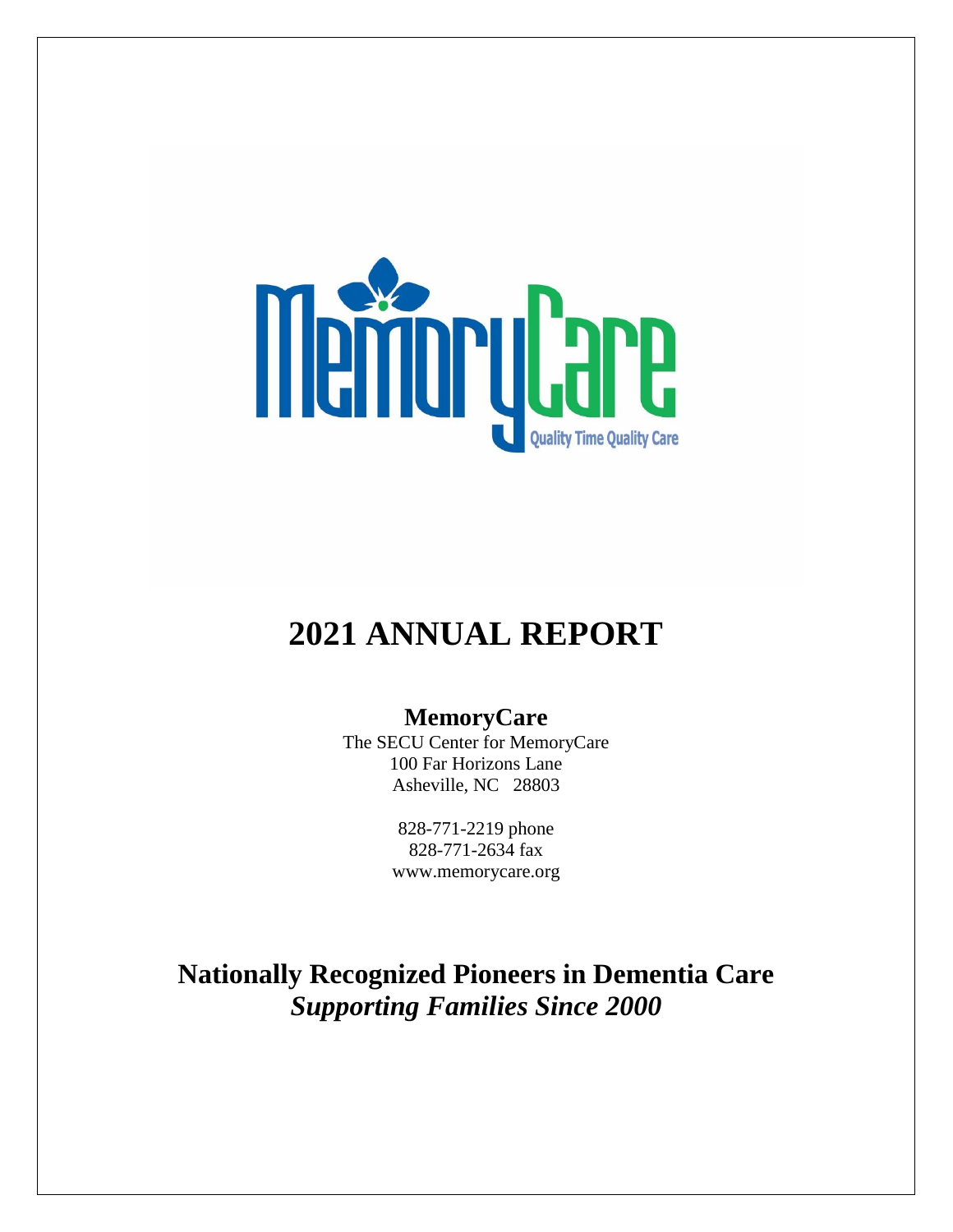MemoryCare

Quality Time Quality Care

# 2021 ANNUAL REPORT

## MemoryCare

The SECU Center for MemoryCare
100 Far Horizons Lane
Asheville, NC 28803

828-771-2219 phone
828-771-2634 fax
www.memorycare.org

## Nationally Recognized Pioneers in Dementia Care
***Supporting Families Since 2000***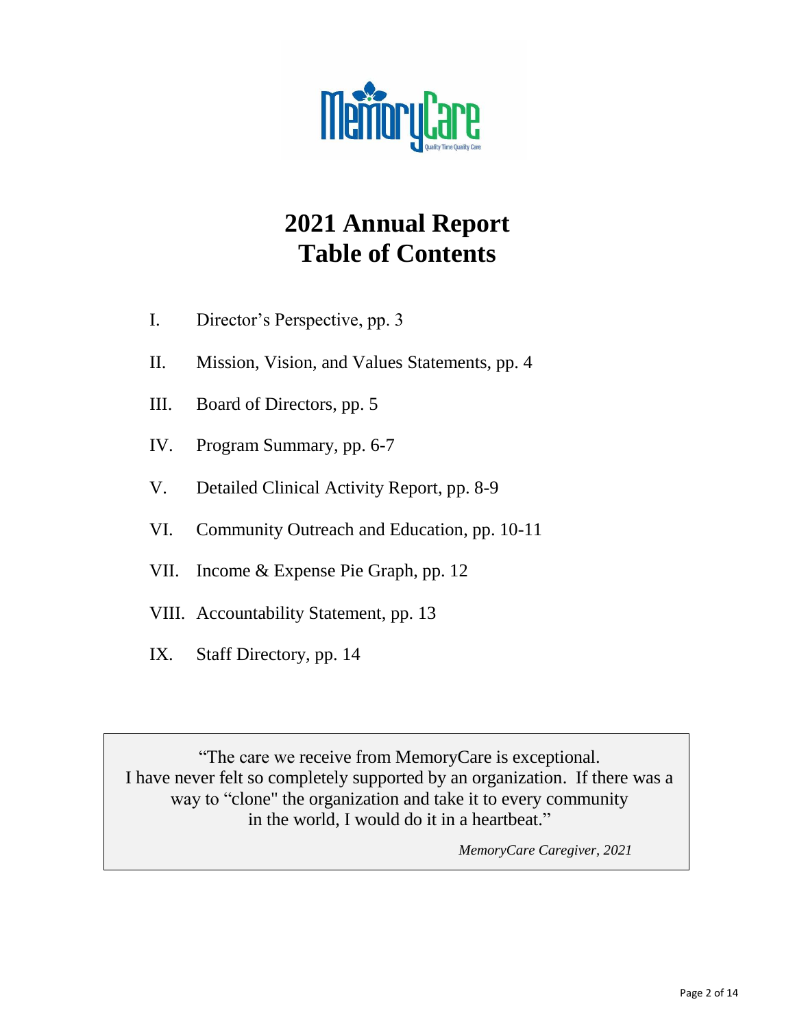# 2021 Annual Report
# Table of Contents

I. Director's Perspective, pp. 3

II. Mission, Vision, and Values Statements, pp. 4

III. Board of Directors, pp. 5

IV. Program Summary, pp. 6-7

V. Detailed Clinical Activity Report, pp. 8-9

VI. Community Outreach and Education, pp. 10-11

VII. Income & Expense Pie Graph, pp. 12

VIII. Accountability Statement, pp. 13

IX. Staff Directory, pp. 14

> "The care we receive from MemoryCare is exceptional. I have never felt so completely supported by an organization. If there was a way to "clone" the organization and take it to every community in the world, I would do it in a heartbeat."
>
> *MemoryCare Caregiver, 2021*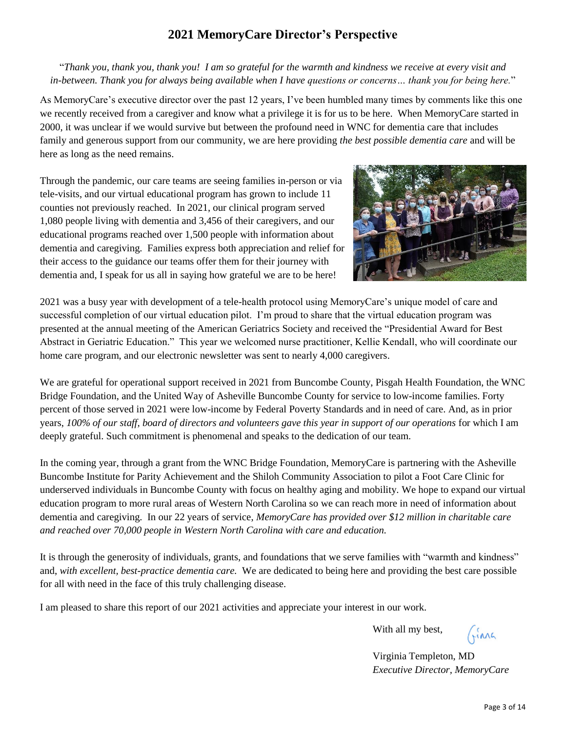# 2021 MemoryCare Director's Perspective

"*Thank you, thank you, thank you! I am so grateful for the warmth and kindness we receive at every visit and in-between. Thank you for always being available when I have questions or concerns… thank you for being here.*"

As MemoryCare's executive director over the past 12 years, I've been humbled many times by comments like this one we recently received from a caregiver and know what a privilege it is for us to be here. When MemoryCare started in 2000, it was unclear if we would survive but between the profound need in WNC for dementia care that includes family and generous support from our community, we are here providing *the best possible dementia care* and will be here as long as the need remains.

Through the pandemic, our care teams are seeing families in-person or via tele-visits, and our virtual educational program has grown to include 11 counties not previously reached. In 2021, our clinical program served 1,080 people living with dementia and 3,456 of their caregivers, and our educational programs reached over 1,500 people with information about dementia and caregiving. Families express both appreciation and relief for their access to the guidance our teams offer them for their journey with dementia and, I speak for us all in saying how grateful we are to be here!

2021 was a busy year with development of a tele-health protocol using MemoryCare's unique model of care and successful completion of our virtual education pilot. I'm proud to share that the virtual education program was presented at the annual meeting of the American Geriatrics Society and received the "Presidential Award for Best Abstract in Geriatric Education." This year we welcomed nurse practitioner, Kellie Kendall, who will coordinate our home care program, and our electronic newsletter was sent to nearly 4,000 caregivers.

We are grateful for operational support received in 2021 from Buncombe County, Pisgah Health Foundation, the WNC Bridge Foundation, and the United Way of Asheville Buncombe County for service to low-income families. Forty percent of those served in 2021 were low-income by Federal Poverty Standards and in need of care. And, as in prior years, *100% of our staff, board of directors and volunteers gave this year in support of our operations* for which I am deeply grateful. Such commitment is phenomenal and speaks to the dedication of our team.

In the coming year, through a grant from the WNC Bridge Foundation, MemoryCare is partnering with the Asheville Buncombe Institute for Parity Achievement and the Shiloh Community Association to pilot a Foot Care Clinic for underserved individuals in Buncombe County with focus on healthy aging and mobility. We hope to expand our virtual education program to more rural areas of Western North Carolina so we can reach more in need of information about dementia and caregiving. In our 22 years of service, *MemoryCare has provided over $12 million in charitable care and reached over 70,000 people in Western North Carolina with care and education.*

It is through the generosity of individuals, grants, and foundations that we serve families with "warmth and kindness" and, *with excellent, best-practice dementia care.* We are dedicated to being here and providing the best care possible for all with need in the face of this truly challenging disease.

I am pleased to share this report of our 2021 activities and appreciate your interest in our work.

With all my best,

Virginia Templeton, MD
*Executive Director, MemoryCare*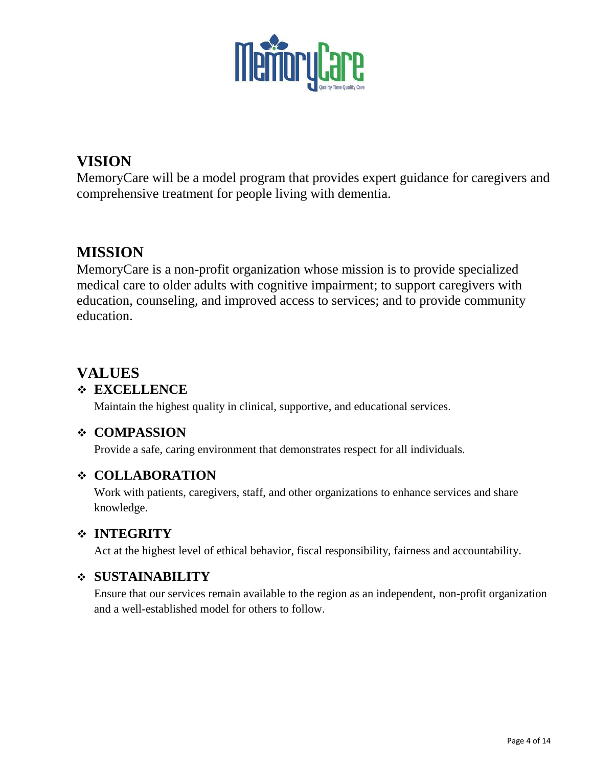## VISION

MemoryCare will be a model program that provides expert guidance for caregivers and comprehensive treatment for people living with dementia.

## MISSION

MemoryCare is a non-profit organization whose mission is to provide specialized medical care to older adults with cognitive impairment; to support caregivers with education, counseling, and improved access to services; and to provide community education.

## VALUES

- **EXCELLENCE**

  Maintain the highest quality in clinical, supportive, and educational services.

- **COMPASSION**

  Provide a safe, caring environment that demonstrates respect for all individuals.

- **COLLABORATION**

  Work with patients, caregivers, staff, and other organizations to enhance services and share knowledge.

- **INTEGRITY**

  Act at the highest level of ethical behavior, fiscal responsibility, fairness and accountability.

- **SUSTAINABILITY**

  Ensure that our services remain available to the region as an independent, non-profit organization and a well-established model for others to follow.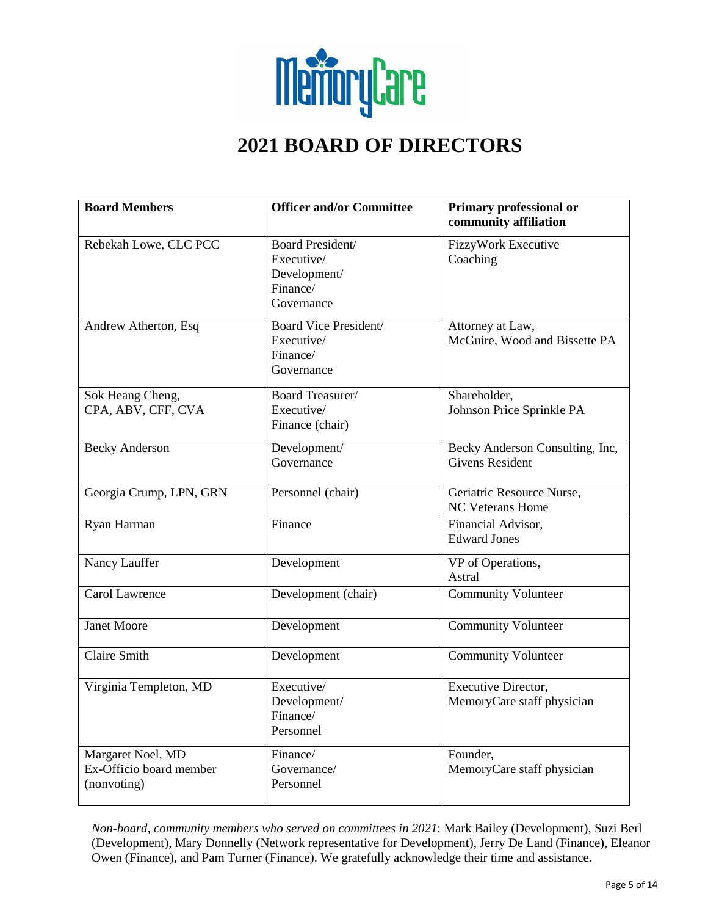MemoryCare

# 2021 BOARD OF DIRECTORS

| Board Members | Officer and/or Committee | Primary professional or community affiliation |
|---|---|---|
| Rebekah Lowe, CLC PCC | Board President/ Executive/ Development/ Finance/ Governance | FizzyWork Executive Coaching |
| Andrew Atherton, Esq | Board Vice President/ Executive/ Finance/ Governance | Attorney at Law, McGuire, Wood and Bissette PA |
| Sok Heang Cheng, CPA, ABV, CFF, CVA | Board Treasurer/ Executive/ Finance (chair) | Shareholder, Johnson Price Sprinkle PA |
| Becky Anderson | Development/ Governance | Becky Anderson Consulting, Inc, Givens Resident |
| Georgia Crump, LPN, GRN | Personnel (chair) | Geriatric Resource Nurse, NC Veterans Home |
| Ryan Harman | Finance | Financial Advisor, Edward Jones |
| Nancy Lauffer | Development | VP of Operations, Astral |
| Carol Lawrence | Development (chair) | Community Volunteer |
| Janet Moore | Development | Community Volunteer |
| Claire Smith | Development | Community Volunteer |
| Virginia Templeton, MD | Executive/ Development/ Finance/ Personnel | Executive Director, MemoryCare staff physician |
| Margaret Noel, MD Ex-Officio board member (nonvoting) | Finance/ Governance/ Personnel | Founder, MemoryCare staff physician |

*Non-board, community members who served on committees in 2021*: Mark Bailey (Development), Suzi Berl (Development), Mary Donnelly (Network representative for Development), Jerry De Land (Finance), Eleanor Owen (Finance), and Pam Turner (Finance). We gratefully acknowledge their time and assistance.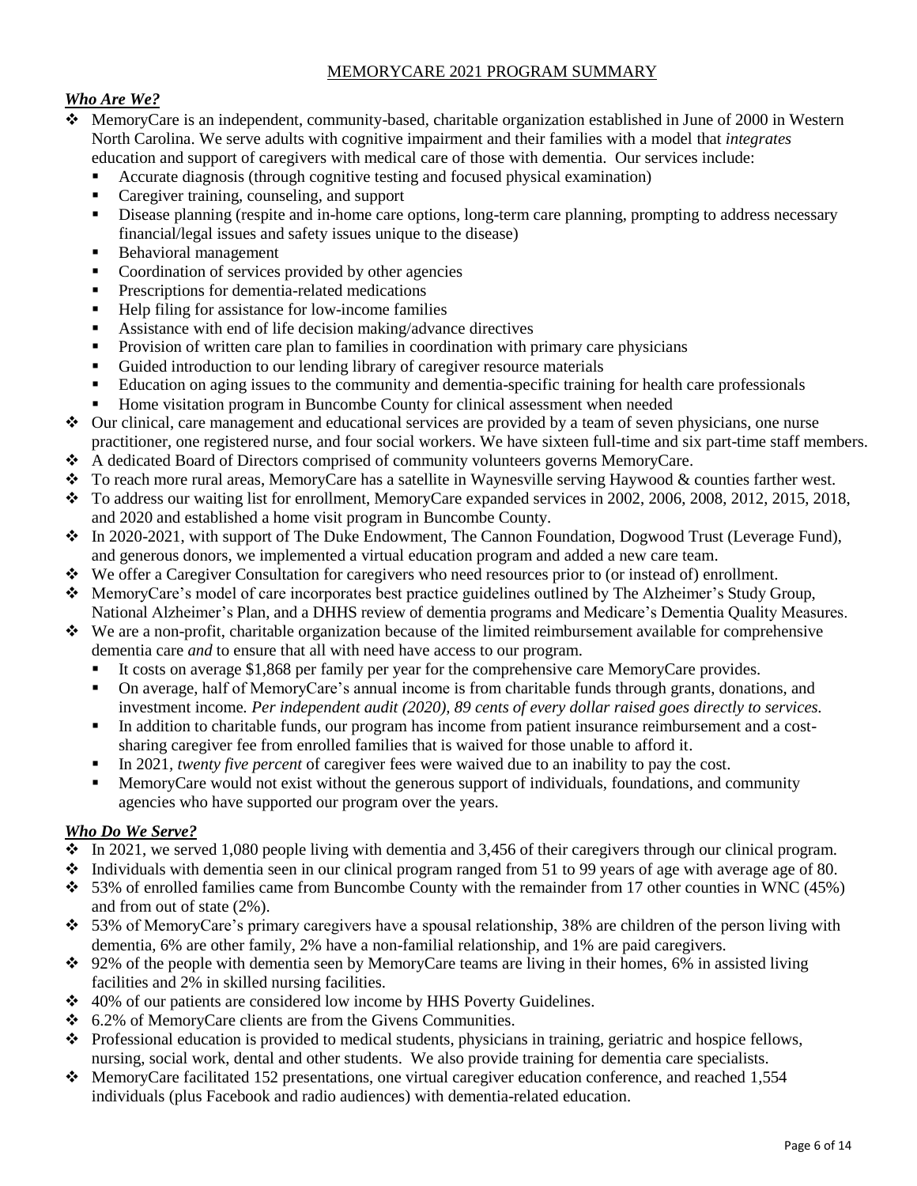# MEMORYCARE 2021 PROGRAM SUMMARY

## *Who Are We?*

- MemoryCare is an independent, community-based, charitable organization established in June of 2000 in Western North Carolina. We serve adults with cognitive impairment and their families with a model that *integrates* education and support of caregivers with medical care of those with dementia. Our services include:
  - Accurate diagnosis (through cognitive testing and focused physical examination)
  - Caregiver training, counseling, and support
  - Disease planning (respite and in-home care options, long-term care planning, prompting to address necessary financial/legal issues and safety issues unique to the disease)
  - Behavioral management
  - Coordination of services provided by other agencies
  - Prescriptions for dementia-related medications
  - Help filing for assistance for low-income families
  - Assistance with end of life decision making/advance directives
  - Provision of written care plan to families in coordination with primary care physicians
  - Guided introduction to our lending library of caregiver resource materials
  - Education on aging issues to the community and dementia-specific training for health care professionals
  - Home visitation program in Buncombe County for clinical assessment when needed
- Our clinical, care management and educational services are provided by a team of seven physicians, one nurse practitioner, one registered nurse, and four social workers. We have sixteen full-time and six part-time staff members.
- A dedicated Board of Directors comprised of community volunteers governs MemoryCare.
- To reach more rural areas, MemoryCare has a satellite in Waynesville serving Haywood & counties farther west.
- To address our waiting list for enrollment, MemoryCare expanded services in 2002, 2006, 2008, 2012, 2015, 2018, and 2020 and established a home visit program in Buncombe County.
- In 2020-2021, with support of The Duke Endowment, The Cannon Foundation, Dogwood Trust (Leverage Fund), and generous donors, we implemented a virtual education program and added a new care team.
- We offer a Caregiver Consultation for caregivers who need resources prior to (or instead of) enrollment.
- MemoryCare's model of care incorporates best practice guidelines outlined by The Alzheimer's Study Group, National Alzheimer's Plan, and a DHHS review of dementia programs and Medicare's Dementia Quality Measures.
- We are a non-profit, charitable organization because of the limited reimbursement available for comprehensive dementia care *and* to ensure that all with need have access to our program.
  - It costs on average $1,868 per family per year for the comprehensive care MemoryCare provides.
  - On average, half of MemoryCare's annual income is from charitable funds through grants, donations, and investment income. *Per independent audit (2020), 89 cents of every dollar raised goes directly to services.*
  - In addition to charitable funds, our program has income from patient insurance reimbursement and a cost-sharing caregiver fee from enrolled families that is waived for those unable to afford it.
  - In 2021, *twenty five percent* of caregiver fees were waived due to an inability to pay the cost.
  - MemoryCare would not exist without the generous support of individuals, foundations, and community agencies who have supported our program over the years.

## *Who Do We Serve?*

- In 2021, we served 1,080 people living with dementia and 3,456 of their caregivers through our clinical program.
- Individuals with dementia seen in our clinical program ranged from 51 to 99 years of age with average age of 80.
- 53% of enrolled families came from Buncombe County with the remainder from 17 other counties in WNC (45%) and from out of state (2%).
- 53% of MemoryCare's primary caregivers have a spousal relationship, 38% are children of the person living with dementia, 6% are other family, 2% have a non-familial relationship, and 1% are paid caregivers.
- 92% of the people with dementia seen by MemoryCare teams are living in their homes, 6% in assisted living facilities and 2% in skilled nursing facilities.
- 40% of our patients are considered low income by HHS Poverty Guidelines.
- 6.2% of MemoryCare clients are from the Givens Communities.
- Professional education is provided to medical students, physicians in training, geriatric and hospice fellows, nursing, social work, dental and other students. We also provide training for dementia care specialists.
- MemoryCare facilitated 152 presentations, one virtual caregiver education conference, and reached 1,554 individuals (plus Facebook and radio audiences) with dementia-related education.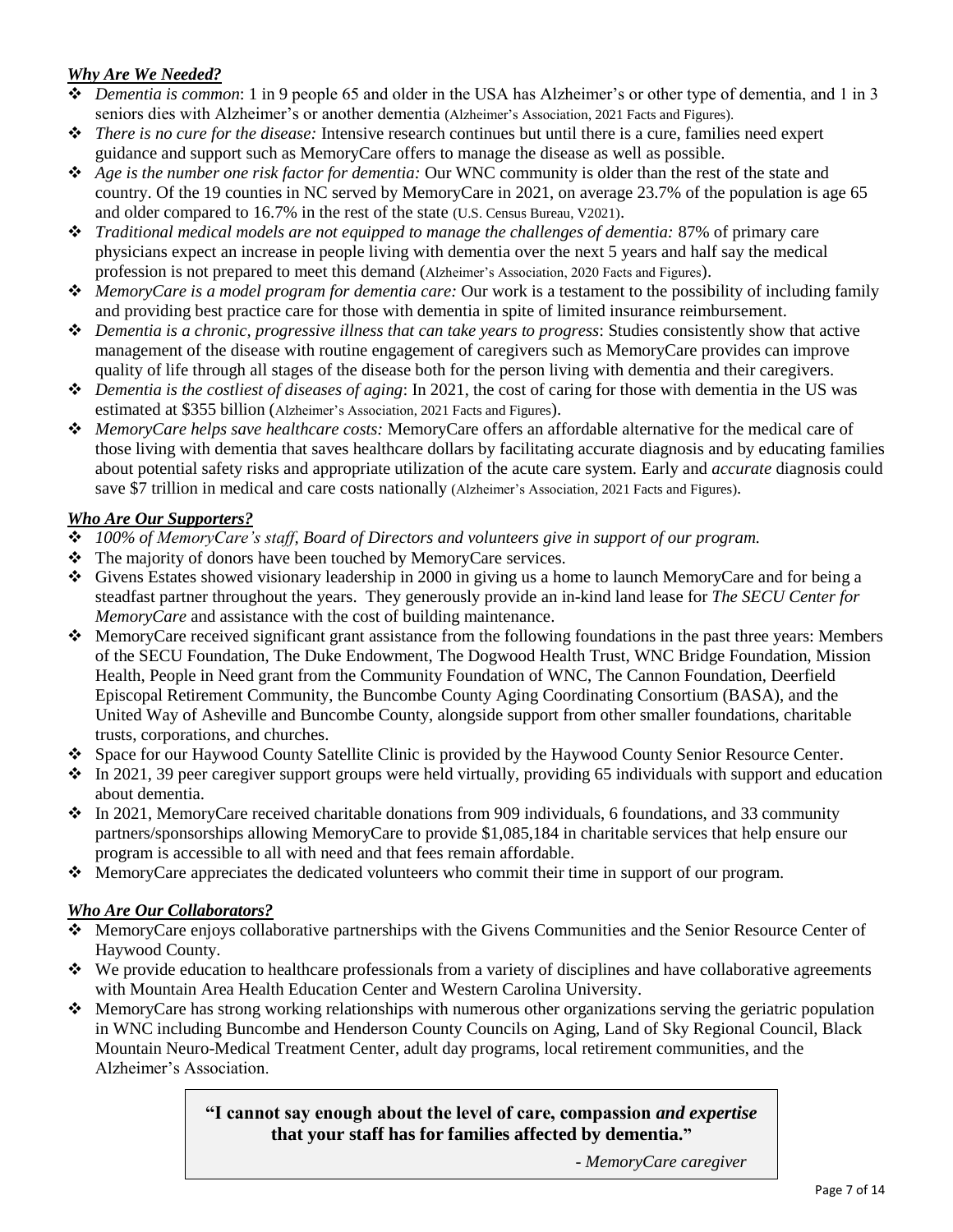### ***Why Are We Needed?***

- *Dementia is common*: 1 in 9 people 65 and older in the USA has Alzheimer's or other type of dementia, and 1 in 3 seniors dies with Alzheimer's or another dementia (Alzheimer's Association, 2021 Facts and Figures).
- *There is no cure for the disease:* Intensive research continues but until there is a cure, families need expert guidance and support such as MemoryCare offers to manage the disease as well as possible.
- *Age is the number one risk factor for dementia:* Our WNC community is older than the rest of the state and country. Of the 19 counties in NC served by MemoryCare in 2021, on average 23.7% of the population is age 65 and older compared to 16.7% in the rest of the state (U.S. Census Bureau, V2021).
- *Traditional medical models are not equipped to manage the challenges of dementia:* 87% of primary care physicians expect an increase in people living with dementia over the next 5 years and half say the medical profession is not prepared to meet this demand (Alzheimer's Association, 2020 Facts and Figures).
- *MemoryCare is a model program for dementia care:* Our work is a testament to the possibility of including family and providing best practice care for those with dementia in spite of limited insurance reimbursement.
- *Dementia is a chronic, progressive illness that can take years to progress*: Studies consistently show that active management of the disease with routine engagement of caregivers such as MemoryCare provides can improve quality of life through all stages of the disease both for the person living with dementia and their caregivers.
- *Dementia is the costliest of diseases of aging*: In 2021, the cost of caring for those with dementia in the US was estimated at $355 billion (Alzheimer's Association, 2021 Facts and Figures).
- *MemoryCare helps save healthcare costs:* MemoryCare offers an affordable alternative for the medical care of those living with dementia that saves healthcare dollars by facilitating accurate diagnosis and by educating families about potential safety risks and appropriate utilization of the acute care system. Early and *accurate* diagnosis could save $7 trillion in medical and care costs nationally (Alzheimer's Association, 2021 Facts and Figures).

### ***Who Are Our Supporters?***

- *100% of MemoryCare's staff, Board of Directors and volunteers give in support of our program.*
- The majority of donors have been touched by MemoryCare services.
- Givens Estates showed visionary leadership in 2000 in giving us a home to launch MemoryCare and for being a steadfast partner throughout the years. They generously provide an in-kind land lease for *The SECU Center for MemoryCare* and assistance with the cost of building maintenance.
- MemoryCare received significant grant assistance from the following foundations in the past three years: Members of the SECU Foundation, The Duke Endowment, The Dogwood Health Trust, WNC Bridge Foundation, Mission Health, People in Need grant from the Community Foundation of WNC, The Cannon Foundation, Deerfield Episcopal Retirement Community, the Buncombe County Aging Coordinating Consortium (BASA), and the United Way of Asheville and Buncombe County, alongside support from other smaller foundations, charitable trusts, corporations, and churches.
- Space for our Haywood County Satellite Clinic is provided by the Haywood County Senior Resource Center.
- In 2021, 39 peer caregiver support groups were held virtually, providing 65 individuals with support and education about dementia.
- In 2021, MemoryCare received charitable donations from 909 individuals, 6 foundations, and 33 community partners/sponsorships allowing MemoryCare to provide $1,085,184 in charitable services that help ensure our program is accessible to all with need and that fees remain affordable.
- MemoryCare appreciates the dedicated volunteers who commit their time in support of our program.

### ***Who Are Our Collaborators?***

- MemoryCare enjoys collaborative partnerships with the Givens Communities and the Senior Resource Center of Haywood County.
- We provide education to healthcare professionals from a variety of disciplines and have collaborative agreements with Mountain Area Health Education Center and Western Carolina University.
- MemoryCare has strong working relationships with numerous other organizations serving the geriatric population in WNC including Buncombe and Henderson County Councils on Aging, Land of Sky Regional Council, Black Mountain Neuro-Medical Treatment Center, adult day programs, local retirement communities, and the Alzheimer's Association.

> **"I cannot say enough about the level of care, compassion *and expertise* that your staff has for families affected by dementia."**
>
> *- MemoryCare caregiver*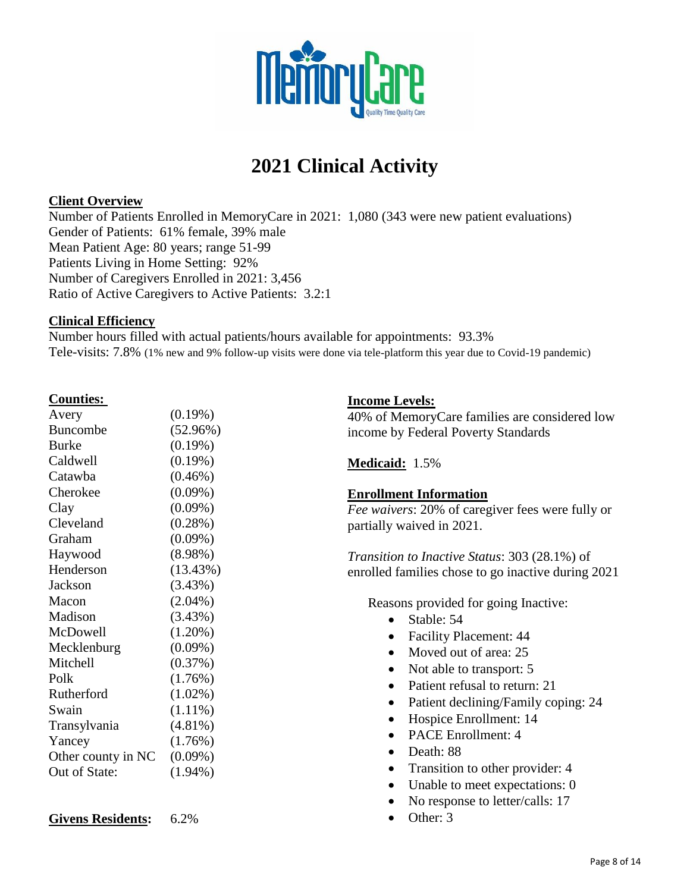# 2021 Clinical Activity

**Client Overview**

Number of Patients Enrolled in MemoryCare in 2021: 1,080 (343 were new patient evaluations)
Gender of Patients: 61% female, 39% male
Mean Patient Age: 80 years; range 51-99
Patients Living in Home Setting: 92%
Number of Caregivers Enrolled in 2021: 3,456
Ratio of Active Caregivers to Active Patients: 3.2:1

**Clinical Efficiency**

Number hours filled with actual patients/hours available for appointments: 93.3%
Tele-visits: 7.8% (1% new and 9% follow-up visits were done via tele-platform this year due to Covid-19 pandemic)

**Counties:**

| County | Percent |
|---|---|
| Avery | (0.19%) |
| Buncombe | (52.96%) |
| Burke | (0.19%) |
| Caldwell | (0.19%) |
| Catawba | (0.46%) |
| Cherokee | (0.09%) |
| Clay | (0.09%) |
| Cleveland | (0.28%) |
| Graham | (0.09%) |
| Haywood | (8.98%) |
| Henderson | (13.43%) |
| Jackson | (3.43%) |
| Macon | (2.04%) |
| Madison | (3.43%) |
| McDowell | (1.20%) |
| Mecklenburg | (0.09%) |
| Mitchell | (0.37%) |
| Polk | (1.76%) |
| Rutherford | (1.02%) |
| Swain | (1.11%) |
| Transylvania | (4.81%) |
| Yancey | (1.76%) |
| Other county in NC | (0.09%) |
| Out of State: | (1.94%) |

**Givens Residents:** 6.2%

**Income Levels:**

40% of MemoryCare families are considered low income by Federal Poverty Standards

**Medicaid:** 1.5%

**Enrollment Information**

*Fee waivers*: 20% of caregiver fees were fully or partially waived in 2021.

*Transition to Inactive Status*: 303 (28.1%) of enrolled families chose to go inactive during 2021

Reasons provided for going Inactive:

- Stable: 54
- Facility Placement: 44
- Moved out of area: 25
- Not able to transport: 5
- Patient refusal to return: 21
- Patient declining/Family coping: 24
- Hospice Enrollment: 14
- PACE Enrollment: 4
- Death: 88
- Transition to other provider: 4
- Unable to meet expectations: 0
- No response to letter/calls: 17
- Other: 3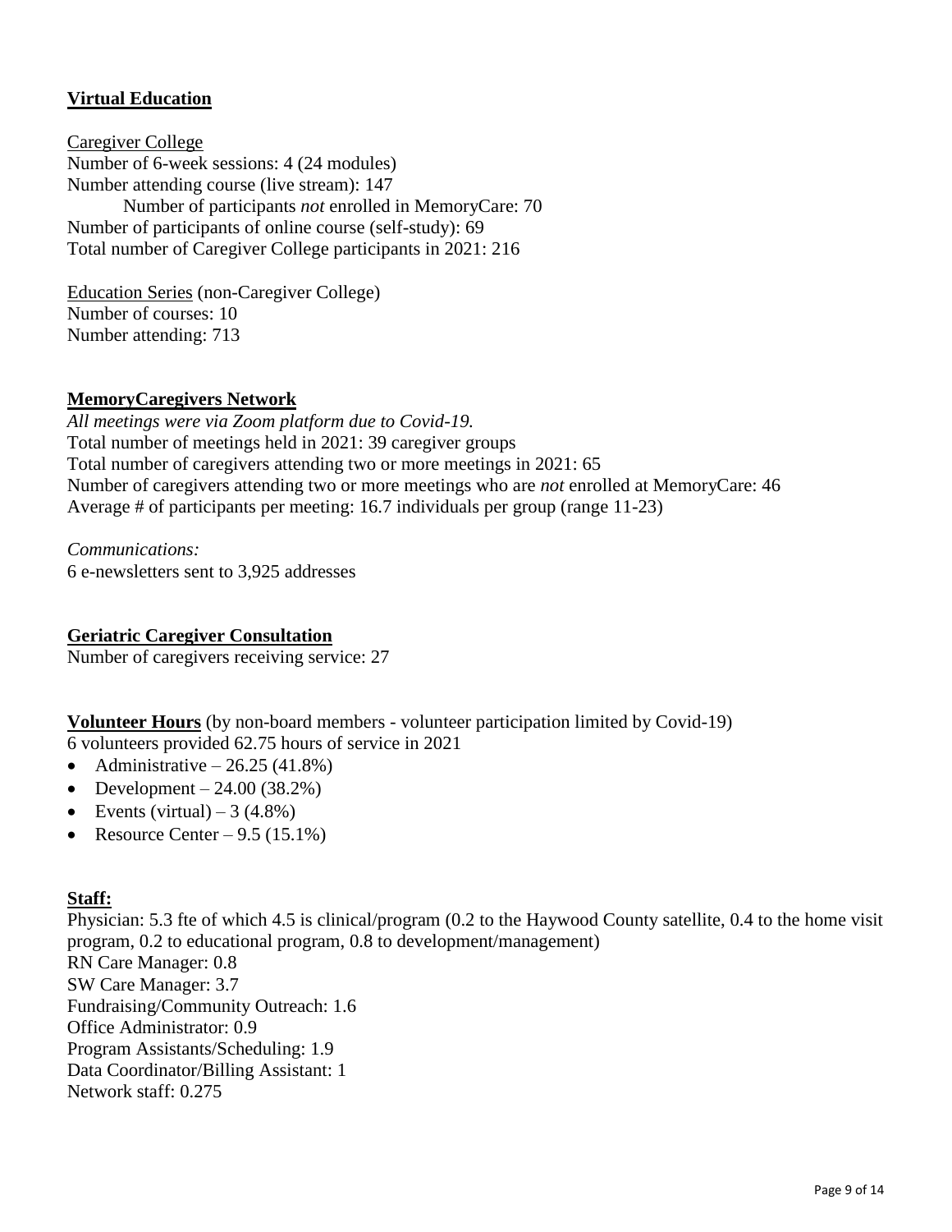## **Virtual Education**

Caregiver College

Number of 6-week sessions: 4 (24 modules)

Number attending course (live stream): 147

  Number of participants *not* enrolled in MemoryCare: 70

Number of participants of online course (self-study): 69

Total number of Caregiver College participants in 2021: 216

Education Series (non-Caregiver College)

Number of courses: 10

Number attending: 713

## **MemoryCaregivers Network**

*All meetings were via Zoom platform due to Covid-19.*

Total number of meetings held in 2021: 39 caregiver groups

Total number of caregivers attending two or more meetings in 2021: 65

Number of caregivers attending two or more meetings who are *not* enrolled at MemoryCare: 46

Average # of participants per meeting: 16.7 individuals per group (range 11-23)

*Communications:*

6 e-newsletters sent to 3,925 addresses

## **Geriatric Caregiver Consultation**

Number of caregivers receiving service: 27

**Volunteer Hours** (by non-board members - volunteer participation limited by Covid-19)

6 volunteers provided 62.75 hours of service in 2021

- Administrative – 26.25 (41.8%)
- Development – 24.00 (38.2%)
- Events (virtual) – 3 (4.8%)
- Resource Center – 9.5 (15.1%)

## **Staff:**

Physician: 5.3 fte of which 4.5 is clinical/program (0.2 to the Haywood County satellite, 0.4 to the home visit program, 0.2 to educational program, 0.8 to development/management)

RN Care Manager: 0.8

SW Care Manager: 3.7

Fundraising/Community Outreach: 1.6

Office Administrator: 0.9

Program Assistants/Scheduling: 1.9

Data Coordinator/Billing Assistant: 1

Network staff: 0.275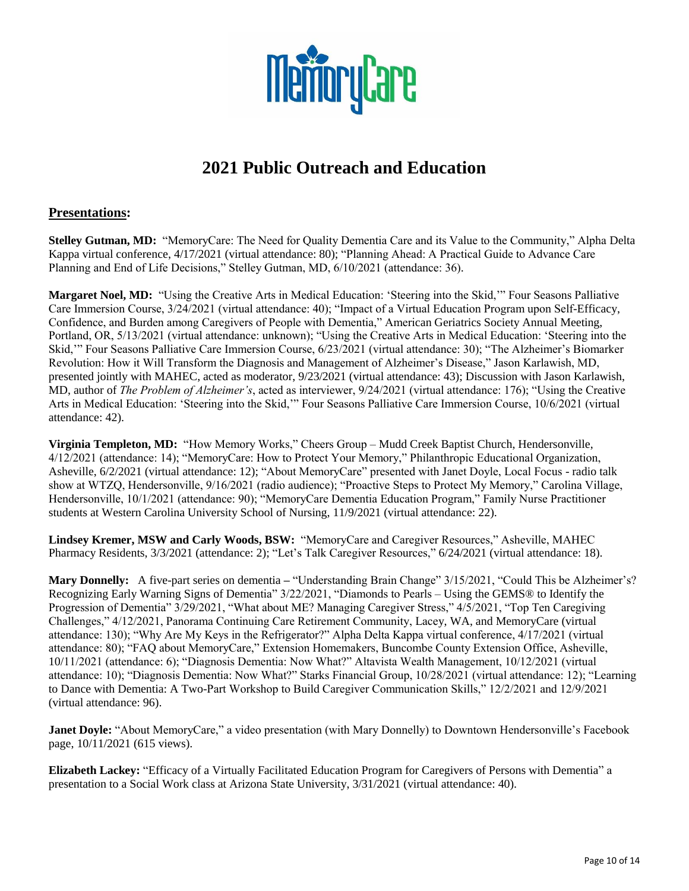# 2021 Public Outreach and Education

## Presentations:

**Stelley Gutman, MD:** "MemoryCare: The Need for Quality Dementia Care and its Value to the Community," Alpha Delta Kappa virtual conference, 4/17/2021 (virtual attendance: 80); "Planning Ahead: A Practical Guide to Advance Care Planning and End of Life Decisions," Stelley Gutman, MD, 6/10/2021 (attendance: 36).

**Margaret Noel, MD:** "Using the Creative Arts in Medical Education: 'Steering into the Skid,'" Four Seasons Palliative Care Immersion Course, 3/24/2021 (virtual attendance: 40); "Impact of a Virtual Education Program upon Self-Efficacy, Confidence, and Burden among Caregivers of People with Dementia," American Geriatrics Society Annual Meeting, Portland, OR, 5/13/2021 (virtual attendance: unknown); "Using the Creative Arts in Medical Education: 'Steering into the Skid,'" Four Seasons Palliative Care Immersion Course, 6/23/2021 (virtual attendance: 30); "The Alzheimer's Biomarker Revolution: How it Will Transform the Diagnosis and Management of Alzheimer's Disease," Jason Karlawish, MD, presented jointly with MAHEC, acted as moderator, 9/23/2021 (virtual attendance: 43); Discussion with Jason Karlawish, MD, author of *The Problem of Alzheimer's*, acted as interviewer, 9/24/2021 (virtual attendance: 176); "Using the Creative Arts in Medical Education: 'Steering into the Skid,'" Four Seasons Palliative Care Immersion Course, 10/6/2021 (virtual attendance: 42).

**Virginia Templeton, MD:** "How Memory Works," Cheers Group – Mudd Creek Baptist Church, Hendersonville, 4/12/2021 (attendance: 14); "MemoryCare: How to Protect Your Memory," Philanthropic Educational Organization, Asheville, 6/2/2021 (virtual attendance: 12); "About MemoryCare" presented with Janet Doyle, Local Focus - radio talk show at WTZQ, Hendersonville, 9/16/2021 (radio audience); "Proactive Steps to Protect My Memory," Carolina Village, Hendersonville, 10/1/2021 (attendance: 90); "MemoryCare Dementia Education Program," Family Nurse Practitioner students at Western Carolina University School of Nursing, 11/9/2021 (virtual attendance: 22).

**Lindsey Kremer, MSW and Carly Woods, BSW:** "MemoryCare and Caregiver Resources," Asheville, MAHEC Pharmacy Residents, 3/3/2021 (attendance: 2); "Let's Talk Caregiver Resources," 6/24/2021 (virtual attendance: 18).

**Mary Donnelly:** A five-part series on dementia – "Understanding Brain Change" 3/15/2021, "Could This be Alzheimer's? Recognizing Early Warning Signs of Dementia" 3/22/2021, "Diamonds to Pearls – Using the GEMS® to Identify the Progression of Dementia" 3/29/2021, "What about ME? Managing Caregiver Stress," 4/5/2021, "Top Ten Caregiving Challenges," 4/12/2021, Panorama Continuing Care Retirement Community, Lacey, WA, and MemoryCare (virtual attendance: 130); "Why Are My Keys in the Refrigerator?" Alpha Delta Kappa virtual conference, 4/17/2021 (virtual attendance: 80); "FAQ about MemoryCare," Extension Homemakers, Buncombe County Extension Office, Asheville, 10/11/2021 (attendance: 6); "Diagnosis Dementia: Now What?" Altavista Wealth Management, 10/12/2021 (virtual attendance: 10); "Diagnosis Dementia: Now What?" Starks Financial Group, 10/28/2021 (virtual attendance: 12); "Learning to Dance with Dementia: A Two-Part Workshop to Build Caregiver Communication Skills," 12/2/2021 and 12/9/2021 (virtual attendance: 96).

**Janet Doyle:** "About MemoryCare," a video presentation (with Mary Donnelly) to Downtown Hendersonville's Facebook page, 10/11/2021 (615 views).

**Elizabeth Lackey:** "Efficacy of a Virtually Facilitated Education Program for Caregivers of Persons with Dementia" a presentation to a Social Work class at Arizona State University, 3/31/2021 (virtual attendance: 40).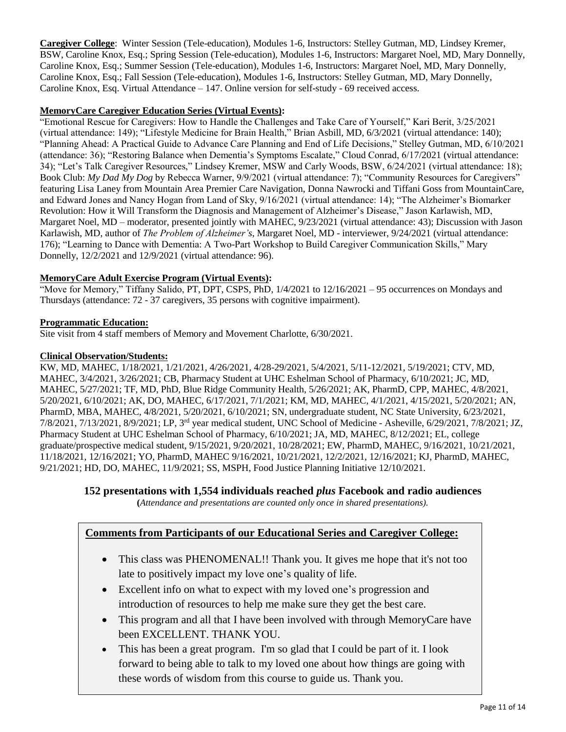**Caregiver College**: Winter Session (Tele-education), Modules 1-6, Instructors: Stelley Gutman, MD, Lindsey Kremer, BSW, Caroline Knox, Esq.; Spring Session (Tele-education), Modules 1-6, Instructors: Margaret Noel, MD, Mary Donnelly, Caroline Knox, Esq.; Summer Session (Tele-education), Modules 1-6, Instructors: Margaret Noel, MD, Mary Donnelly, Caroline Knox, Esq.; Fall Session (Tele-education), Modules 1-6, Instructors: Stelley Gutman, MD, Mary Donnelly, Caroline Knox, Esq. Virtual Attendance – 147. Online version for self-study - 69 received access.

**MemoryCare Caregiver Education Series (Virtual Events):**

"Emotional Rescue for Caregivers: How to Handle the Challenges and Take Care of Yourself," Kari Berit, 3/25/2021 (virtual attendance: 149); "Lifestyle Medicine for Brain Health," Brian Asbill, MD, 6/3/2021 (virtual attendance: 140); "Planning Ahead: A Practical Guide to Advance Care Planning and End of Life Decisions," Stelley Gutman, MD, 6/10/2021 (attendance: 36); "Restoring Balance when Dementia's Symptoms Escalate," Cloud Conrad, 6/17/2021 (virtual attendance: 34); "Let's Talk Caregiver Resources," Lindsey Kremer, MSW and Carly Woods, BSW, 6/24/2021 (virtual attendance: 18); Book Club: *My Dad My Dog* by Rebecca Warner, 9/9/2021 (virtual attendance: 7); "Community Resources for Caregivers" featuring Lisa Laney from Mountain Area Premier Care Navigation, Donna Nawrocki and Tiffani Goss from MountainCare, and Edward Jones and Nancy Hogan from Land of Sky, 9/16/2021 (virtual attendance: 14); "The Alzheimer's Biomarker Revolution: How it Will Transform the Diagnosis and Management of Alzheimer's Disease," Jason Karlawish, MD, Margaret Noel, MD – moderator, presented jointly with MAHEC, 9/23/2021 (virtual attendance: 43); Discussion with Jason Karlawish, MD, author of *The Problem of Alzheimer's*, Margaret Noel, MD - interviewer, 9/24/2021 (virtual attendance: 176); "Learning to Dance with Dementia: A Two-Part Workshop to Build Caregiver Communication Skills," Mary Donnelly, 12/2/2021 and 12/9/2021 (virtual attendance: 96).

**MemoryCare Adult Exercise Program (Virtual Events):**

"Move for Memory," Tiffany Salido, PT, DPT, CSPS, PhD, 1/4/2021 to 12/16/2021 – 95 occurrences on Mondays and Thursdays (attendance: 72 - 37 caregivers, 35 persons with cognitive impairment).

**Programmatic Education:**

Site visit from 4 staff members of Memory and Movement Charlotte, 6/30/2021.

**Clinical Observation/Students:**

KW, MD, MAHEC, 1/18/2021, 1/21/2021, 4/26/2021, 4/28-29/2021, 5/4/2021, 5/11-12/2021, 5/19/2021; CTV, MD, MAHEC, 3/4/2021, 3/26/2021; CB, Pharmacy Student at UHC Eshelman School of Pharmacy, 6/10/2021; JC, MD, MAHEC, 5/27/2021; TF, MD, PhD, Blue Ridge Community Health, 5/26/2021; AK, PharmD, CPP, MAHEC, 4/8/2021, 5/20/2021, 6/10/2021; AK, DO, MAHEC, 6/17/2021, 7/1/2021; KM, MD, MAHEC, 4/1/2021, 4/15/2021, 5/20/2021; AN, PharmD, MBA, MAHEC, 4/8/2021, 5/20/2021, 6/10/2021; SN, undergraduate student, NC State University, 6/23/2021, 7/8/2021, 7/13/2021, 8/9/2021; LP, 3rd year medical student, UNC School of Medicine - Asheville, 6/29/2021, 7/8/2021; JZ, Pharmacy Student at UHC Eshelman School of Pharmacy, 6/10/2021; JA, MD, MAHEC, 8/12/2021; EL, college graduate/prospective medical student, 9/15/2021, 9/20/2021, 10/28/2021; EW, PharmD, MAHEC, 9/16/2021, 10/21/2021, 11/18/2021, 12/16/2021; YO, PharmD, MAHEC 9/16/2021, 10/21/2021, 12/2/2021, 12/16/2021; KJ, PharmD, MAHEC, 9/21/2021; HD, DO, MAHEC, 11/9/2021; SS, MSPH, Food Justice Planning Initiative 12/10/2021.

**152 presentations with 1,554 individuals reached *plus* Facebook and radio audiences**

**(***Attendance and presentations are counted only once in shared presentations).*

**Comments from Participants of our Educational Series and Caregiver College:**

- This class was PHENOMENAL!! Thank you. It gives me hope that it's not too late to positively impact my love one's quality of life.
- Excellent info on what to expect with my loved one's progression and introduction of resources to help me make sure they get the best care.
- This program and all that I have been involved with through MemoryCare have been EXCELLENT. THANK YOU.
- This has been a great program. I'm so glad that I could be part of it. I look forward to being able to talk to my loved one about how things are going with these words of wisdom from this course to guide us. Thank you.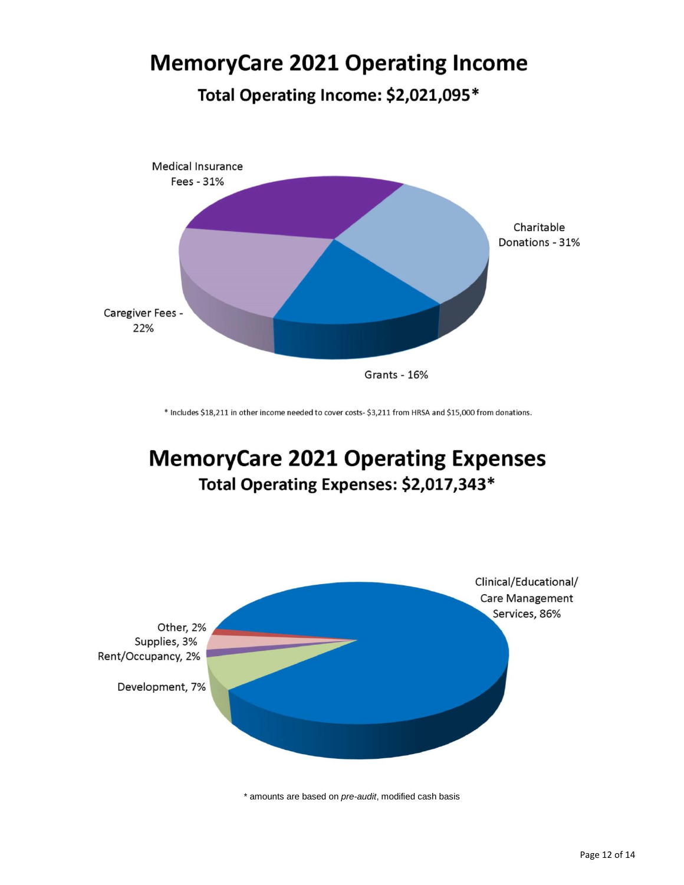# MemoryCare 2021 Operating Income

## Total Operating Income: $2,021,095*

Medical Insurance Fees - 31%

Charitable Donations - 31%

Caregiver Fees - 22%

Grants - 16%

* Includes $18,211 in other income needed to cover costs- $3,211 from HRSA and $15,000 from donations.

# MemoryCare 2021 Operating Expenses

## Total Operating Expenses: $2,017,343*

Clinical/Educational/ Care Management Services, 86%

Other, 2%

Supplies, 3%

Rent/Occupancy, 2%

Development, 7%

* amounts are based on *pre-audit*, modified cash basis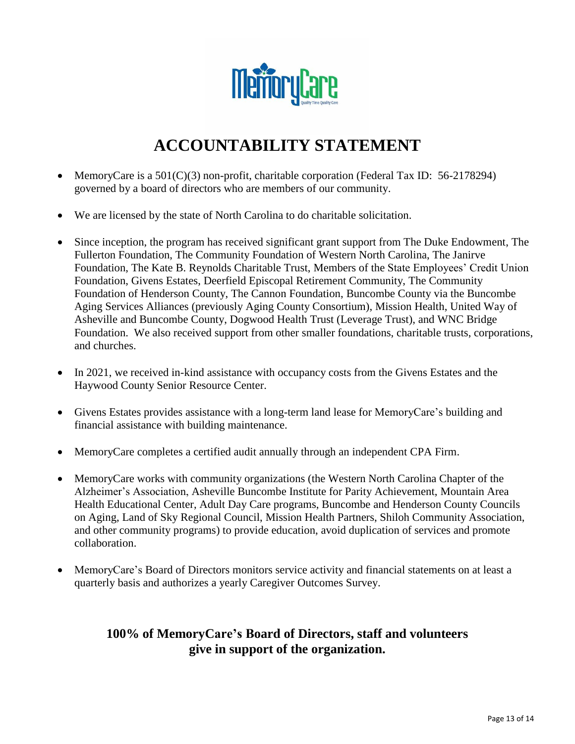# ACCOUNTABILITY STATEMENT

- MemoryCare is a 501(C)(3) non-profit, charitable corporation (Federal Tax ID: 56-2178294) governed by a board of directors who are members of our community.
- We are licensed by the state of North Carolina to do charitable solicitation.
- Since inception, the program has received significant grant support from The Duke Endowment, The Fullerton Foundation, The Community Foundation of Western North Carolina, The Janirve Foundation, The Kate B. Reynolds Charitable Trust, Members of the State Employees' Credit Union Foundation, Givens Estates, Deerfield Episcopal Retirement Community, The Community Foundation of Henderson County, The Cannon Foundation, Buncombe County via the Buncombe Aging Services Alliances (previously Aging County Consortium), Mission Health, United Way of Asheville and Buncombe County, Dogwood Health Trust (Leverage Trust), and WNC Bridge Foundation. We also received support from other smaller foundations, charitable trusts, corporations, and churches.
- In 2021, we received in-kind assistance with occupancy costs from the Givens Estates and the Haywood County Senior Resource Center.
- Givens Estates provides assistance with a long-term land lease for MemoryCare's building and financial assistance with building maintenance.
- MemoryCare completes a certified audit annually through an independent CPA Firm.
- MemoryCare works with community organizations (the Western North Carolina Chapter of the Alzheimer's Association, Asheville Buncombe Institute for Parity Achievement, Mountain Area Health Educational Center, Adult Day Care programs, Buncombe and Henderson County Councils on Aging, Land of Sky Regional Council, Mission Health Partners, Shiloh Community Association, and other community programs) to provide education, avoid duplication of services and promote collaboration.
- MemoryCare's Board of Directors monitors service activity and financial statements on at least a quarterly basis and authorizes a yearly Caregiver Outcomes Survey.

**100% of MemoryCare's Board of Directors, staff and volunteers give in support of the organization.**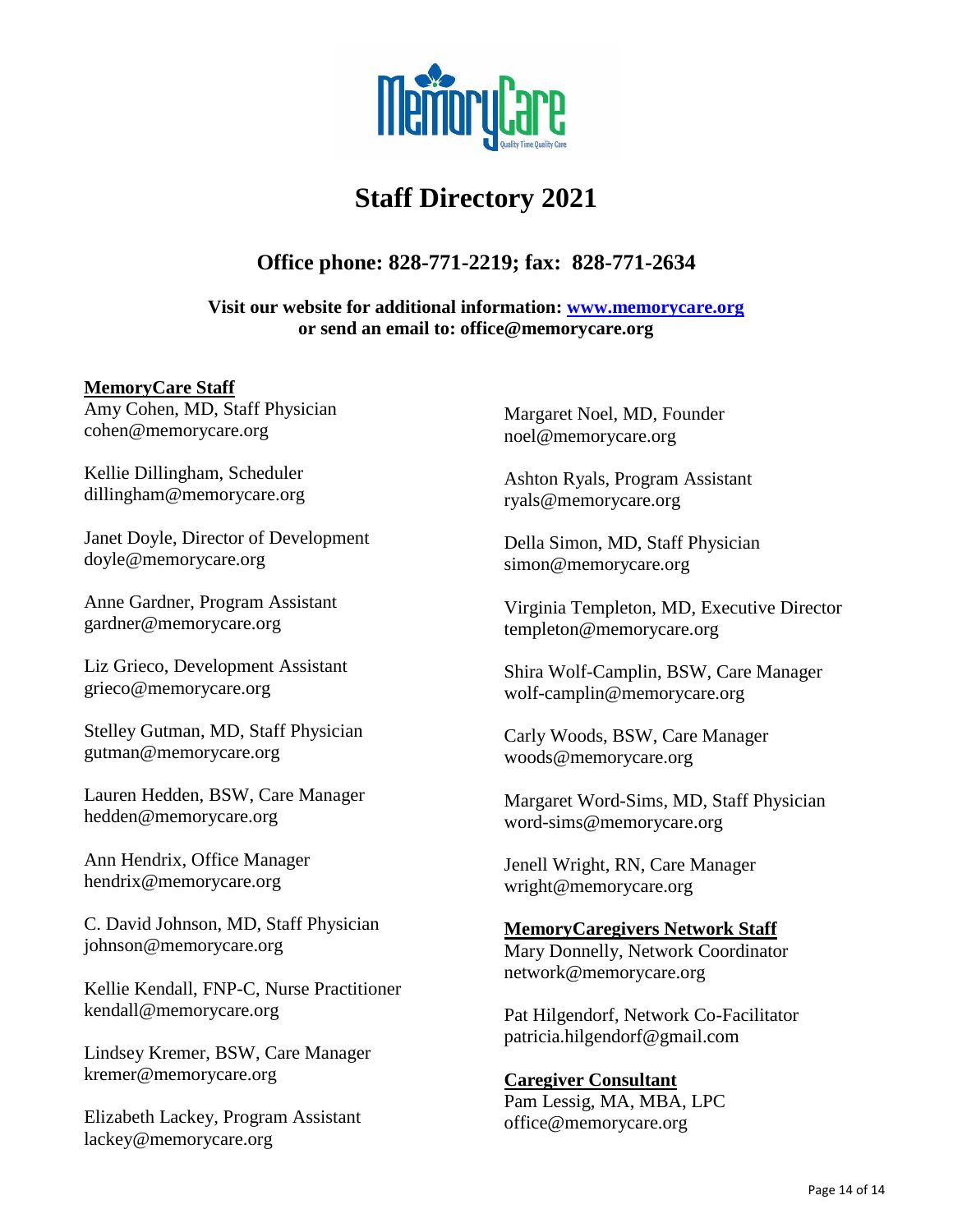# Staff Directory 2021

## Office phone: 828-771-2219; fax: 828-771-2634

**Visit our website for additional information: [www.memorycare.org](http://www.memorycare.org)**
**or send an email to: office@memorycare.org**

**MemoryCare Staff**

Amy Cohen, MD, Staff Physician
cohen@memorycare.org

Kellie Dillingham, Scheduler
dillingham@memorycare.org

Janet Doyle, Director of Development
doyle@memorycare.org

Anne Gardner, Program Assistant
gardner@memorycare.org

Liz Grieco, Development Assistant
grieco@memorycare.org

Stelley Gutman, MD, Staff Physician
gutman@memorycare.org

Lauren Hedden, BSW, Care Manager
hedden@memorycare.org

Ann Hendrix, Office Manager
hendrix@memorycare.org

C. David Johnson, MD, Staff Physician
johnson@memorycare.org

Kellie Kendall, FNP-C, Nurse Practitioner
kendall@memorycare.org

Lindsey Kremer, BSW, Care Manager
kremer@memorycare.org

Elizabeth Lackey, Program Assistant
lackey@memorycare.org

Margaret Noel, MD, Founder
noel@memorycare.org

Ashton Ryals, Program Assistant
ryals@memorycare.org

Della Simon, MD, Staff Physician
simon@memorycare.org

Virginia Templeton, MD, Executive Director
templeton@memorycare.org

Shira Wolf-Camplin, BSW, Care Manager
wolf-camplin@memorycare.org

Carly Woods, BSW, Care Manager
woods@memorycare.org

Margaret Word-Sims, MD, Staff Physician
word-sims@memorycare.org

Jenell Wright, RN, Care Manager
wright@memorycare.org

**MemoryCaregivers Network Staff**

Mary Donnelly, Network Coordinator
network@memorycare.org

Pat Hilgendorf, Network Co-Facilitator
patricia.hilgendorf@gmail.com

**Caregiver Consultant**

Pam Lessig, MA, MBA, LPC
office@memorycare.org